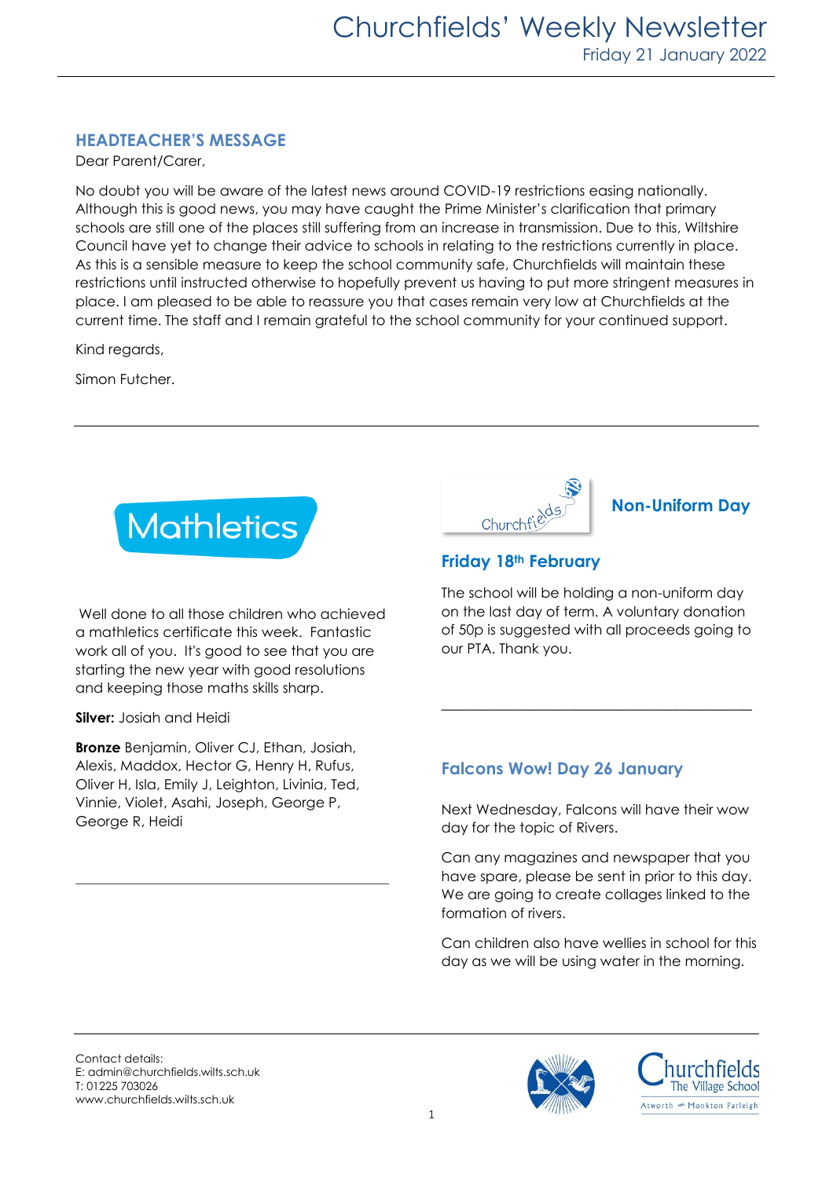# Churchfields' Weekly Newsletter

Friday 21 January 2022

## HEADTEACHER'S MESSAGE

Dear Parent/Carer,

No doubt you will be aware of the latest news around COVID-19 restrictions easing nationally. Although this is good news, you may have caught the Prime Minister's clarification that primary schools are still one of the places still suffering from an increase in transmission. Due to this, Wiltshire Council have yet to change their advice to schools in relating to the restrictions currently in place. As this is a sensible measure to keep the school community safe, Churchfields will maintain these restrictions until instructed otherwise to hopefully prevent us having to put more stringent measures in place. I am pleased to be able to reassure you that cases remain very low at Churchfields at the current time. The staff and I remain grateful to the school community for your continued support.

Kind regards,

Simon Futcher.

---

## Mathletics

Well done to all those children who achieved a mathletics certificate this week. Fantastic work all of you. It's good to see that you are starting the new year with good resolutions and keeping those maths skills sharp.

**Silver:** Josiah and Heidi

**Bronze** Benjamin, Oliver CJ, Ethan, Josiah, Alexis, Maddox, Hector G, Henry H, Rufus, Oliver H, Isla, Emily J, Leighton, Livinia, Ted, Vinnie, Violet, Asahi, Joseph, George P, George R, Heidi

---

## Non-Uniform Day

### Friday 18th February

The school will be holding a non-uniform day on the last day of term. A voluntary donation of 50p is suggested with all proceeds going to our PTA. Thank you.

---

## Falcons Wow! Day 26 January

Next Wednesday, Falcons will have their wow day for the topic of Rivers.

Can any magazines and newspaper that you have spare, please be sent in prior to this day. We are going to create collages linked to the formation of rivers.

Can children also have wellies in school for this day as we will be using water in the morning.

---

Contact details:
E: admin@churchfields.wilts.sch.uk
T: 01225 703026
www.churchfields.wilts.sch.uk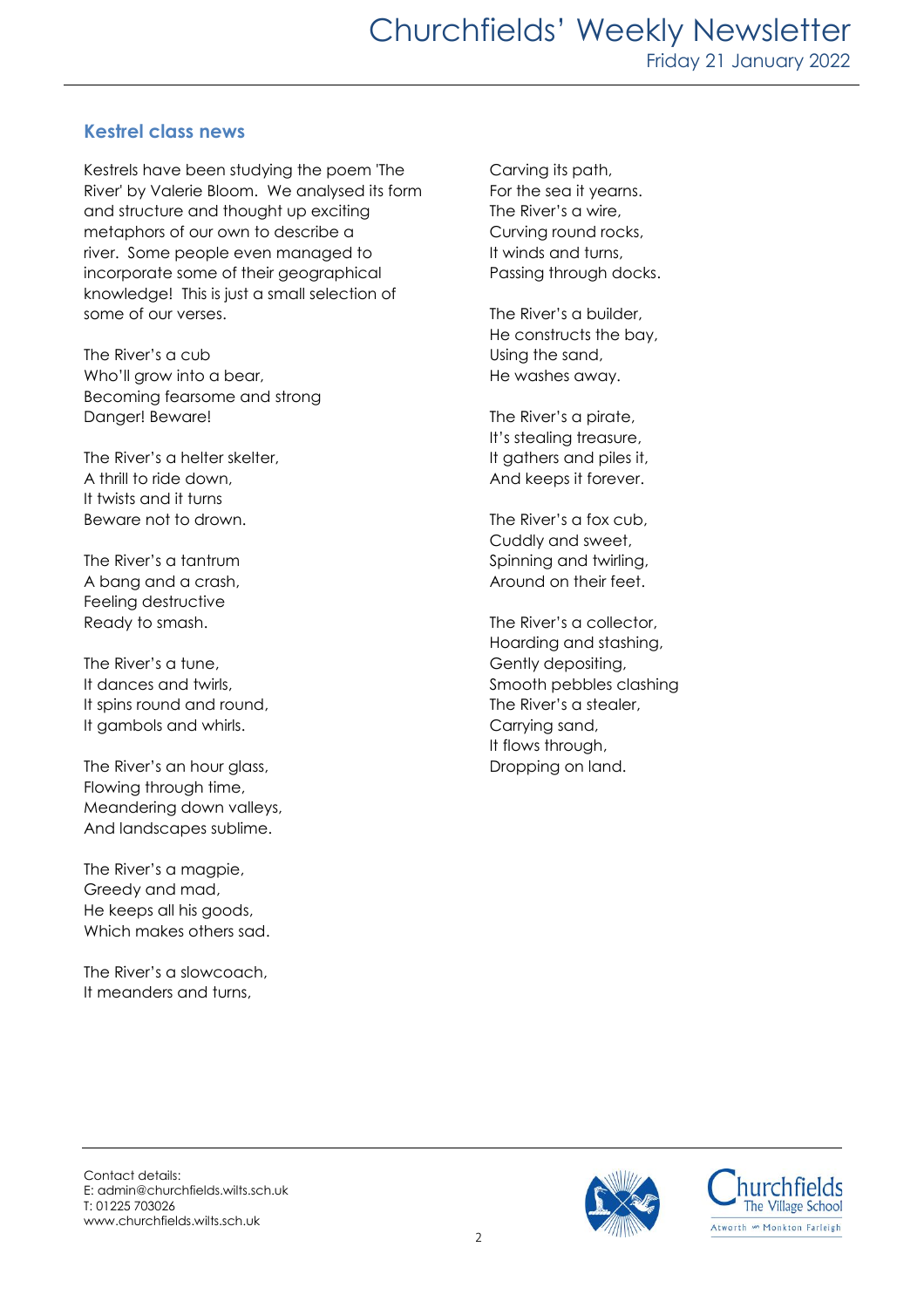## Kestrel class news

Kestrels have been studying the poem 'The River' by Valerie Bloom. We analysed its form and structure and thought up exciting metaphors of our own to describe a river. Some people even managed to incorporate some of their geographical knowledge! This is just a small selection of some of our verses.

The River's a cub  
Who'll grow into a bear,  
Becoming fearsome and strong  
Danger! Beware!

The River's a helter skelter,  
A thrill to ride down,  
It twists and it turns  
Beware not to drown.

The River's a tantrum  
A bang and a crash,  
Feeling destructive  
Ready to smash.

The River's a tune,  
It dances and twirls,  
It spins round and round,  
It gambols and whirls.

The River's an hour glass,  
Flowing through time,  
Meandering down valleys,  
And landscapes sublime.

The River's a magpie,  
Greedy and mad,  
He keeps all his goods,  
Which makes others sad.

The River's a slowcoach,  
It meanders and turns,  
Carving its path,  
For the sea it yearns.  
The River's a wire,  
Curving round rocks,  
It winds and turns,  
Passing through docks.

The River's a builder,  
He constructs the bay,  
Using the sand,  
He washes away.

The River's a pirate,  
It's stealing treasure,  
It gathers and piles it,  
And keeps it forever.

The River's a fox cub,  
Cuddly and sweet,  
Spinning and twirling,  
Around on their feet.

The River's a collector,  
Hoarding and stashing,  
Gently depositing,  
Smooth pebbles clashing  
The River's a stealer,  
Carrying sand,  
It flows through,  
Dropping on land.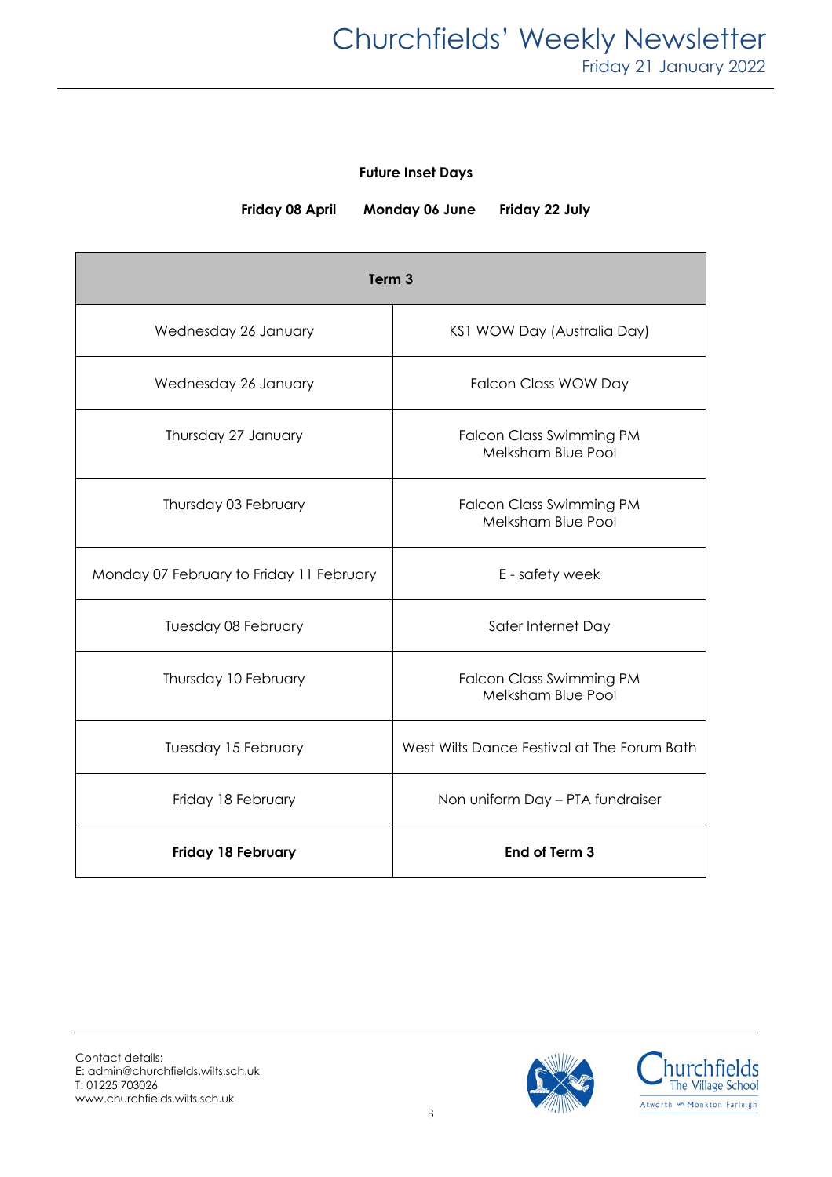**Future Inset Days**

**Friday 08 April** **Monday 06 June** **Friday 22 July**

| Term 3 | |
|---|---|
| Wednesday 26 January | KS1 WOW Day (Australia Day) |
| Wednesday 26 January | Falcon Class WOW Day |
| Thursday 27 January | Falcon Class Swimming PM<br>Melksham Blue Pool |
| Thursday 03 February | Falcon Class Swimming PM<br>Melksham Blue Pool |
| Monday 07 February to Friday 11 February | E - safety week |
| Tuesday 08 February | Safer Internet Day |
| Thursday 10 February | Falcon Class Swimming PM<br>Melksham Blue Pool |
| Tuesday 15 February | West Wilts Dance Festival at The Forum Bath |
| Friday 18 February | Non uniform Day – PTA fundraiser |
| **Friday 18 February** | **End of Term 3** |

Contact details:
E: admin@churchfields.wilts.sch.uk
T: 01225 703026
www.churchfields.wilts.sch.uk